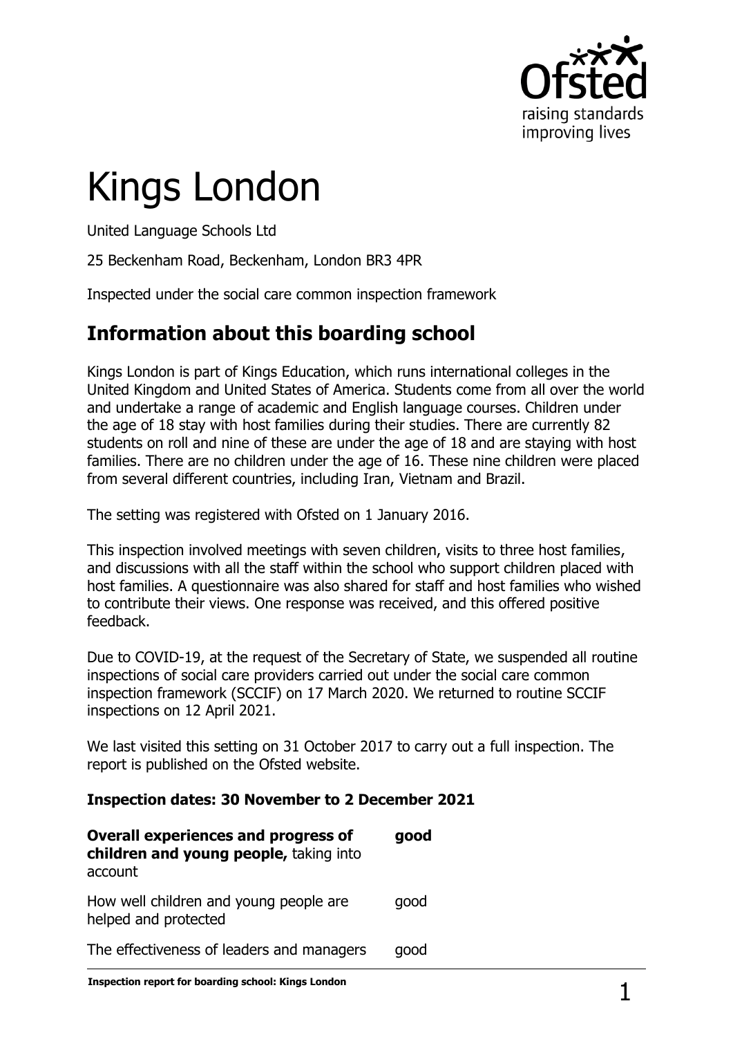# Kings London

United Language Schools Ltd

25 Beckenham Road, Beckenham, London BR3 4PR

Inspected under the social care common inspection framework

## Information about this boarding school

Kings London is part of Kings Education, which runs international colleges in the United Kingdom and United States of America. Students come from all over the world and undertake a range of academic and English language courses. Children under the age of 18 stay with host families during their studies. There are currently 82 students on roll and nine of these are under the age of 18 and are staying with host families. There are no children under the age of 16. These nine children were placed from several different countries, including Iran, Vietnam and Brazil.

The setting was registered with Ofsted on 1 January 2016.

This inspection involved meetings with seven children, visits to three host families, and discussions with all the staff within the school who support children placed with host families. A questionnaire was also shared for staff and host families who wished to contribute their views. One response was received, and this offered positive feedback.

Due to COVID-19, at the request of the Secretary of State, we suspended all routine inspections of social care providers carried out under the social care common inspection framework (SCCIF) on 17 March 2020. We returned to routine SCCIF inspections on 12 April 2021.

We last visited this setting on 31 October 2017 to carry out a full inspection. The report is published on the Ofsted website.

**Inspection dates: 30 November to 2 December 2021**

| | |
|---|---|
| **Overall experiences and progress of children and young people,** taking into account | **good** |
| How well children and young people are helped and protected | good |
| The effectiveness of leaders and managers | good |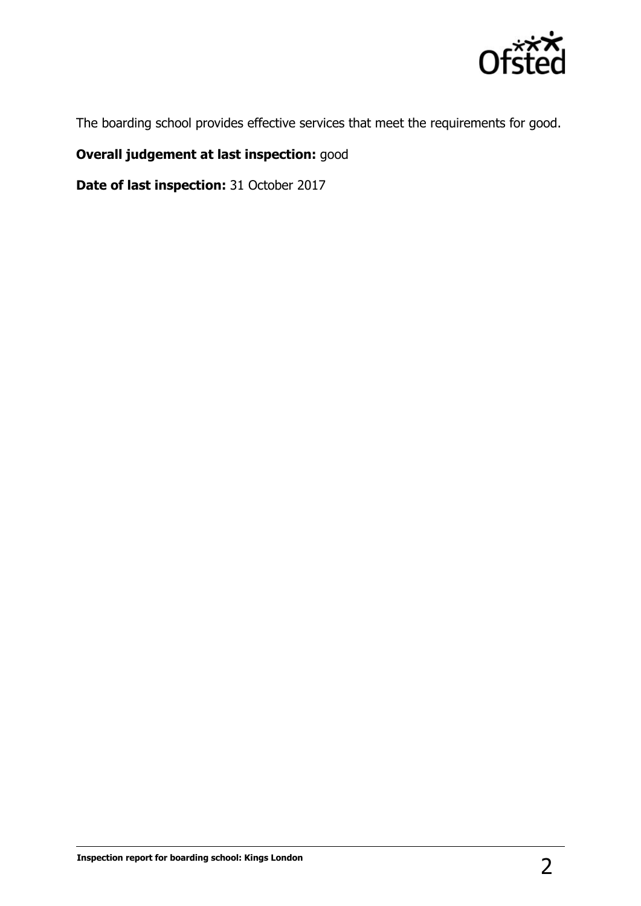The boarding school provides effective services that meet the requirements for good.

**Overall judgement at last inspection:** good

**Date of last inspection:** 31 October 2017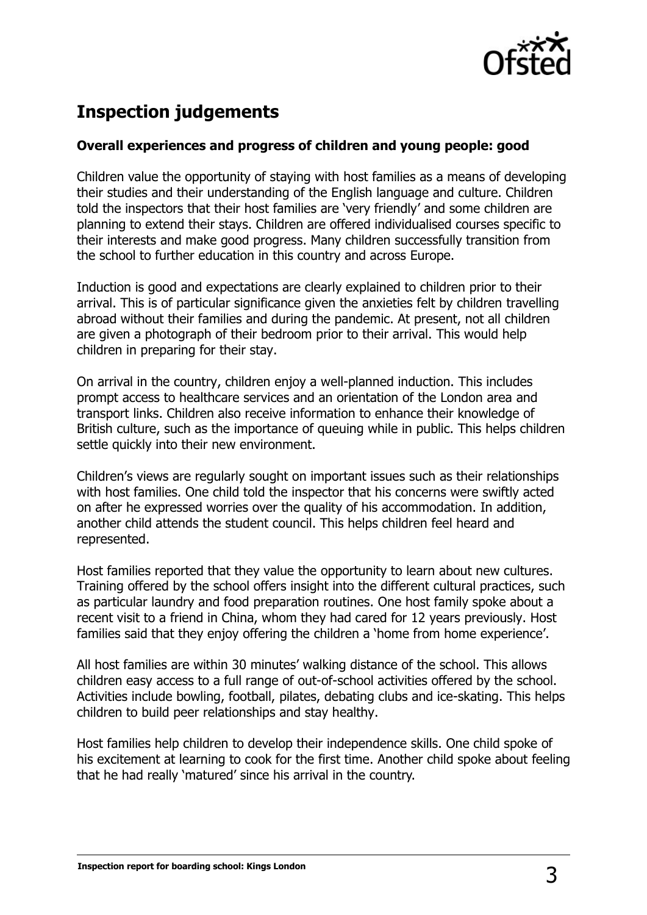## Inspection judgements

### Overall experiences and progress of children and young people: good

Children value the opportunity of staying with host families as a means of developing their studies and their understanding of the English language and culture. Children told the inspectors that their host families are 'very friendly' and some children are planning to extend their stays. Children are offered individualised courses specific to their interests and make good progress. Many children successfully transition from the school to further education in this country and across Europe.

Induction is good and expectations are clearly explained to children prior to their arrival. This is of particular significance given the anxieties felt by children travelling abroad without their families and during the pandemic. At present, not all children are given a photograph of their bedroom prior to their arrival. This would help children in preparing for their stay.

On arrival in the country, children enjoy a well-planned induction. This includes prompt access to healthcare services and an orientation of the London area and transport links. Children also receive information to enhance their knowledge of British culture, such as the importance of queuing while in public. This helps children settle quickly into their new environment.

Children's views are regularly sought on important issues such as their relationships with host families. One child told the inspector that his concerns were swiftly acted on after he expressed worries over the quality of his accommodation. In addition, another child attends the student council. This helps children feel heard and represented.

Host families reported that they value the opportunity to learn about new cultures. Training offered by the school offers insight into the different cultural practices, such as particular laundry and food preparation routines. One host family spoke about a recent visit to a friend in China, whom they had cared for 12 years previously. Host families said that they enjoy offering the children a 'home from home experience'.

All host families are within 30 minutes' walking distance of the school. This allows children easy access to a full range of out-of-school activities offered by the school. Activities include bowling, football, pilates, debating clubs and ice-skating. This helps children to build peer relationships and stay healthy.

Host families help children to develop their independence skills. One child spoke of his excitement at learning to cook for the first time. Another child spoke about feeling that he had really 'matured' since his arrival in the country.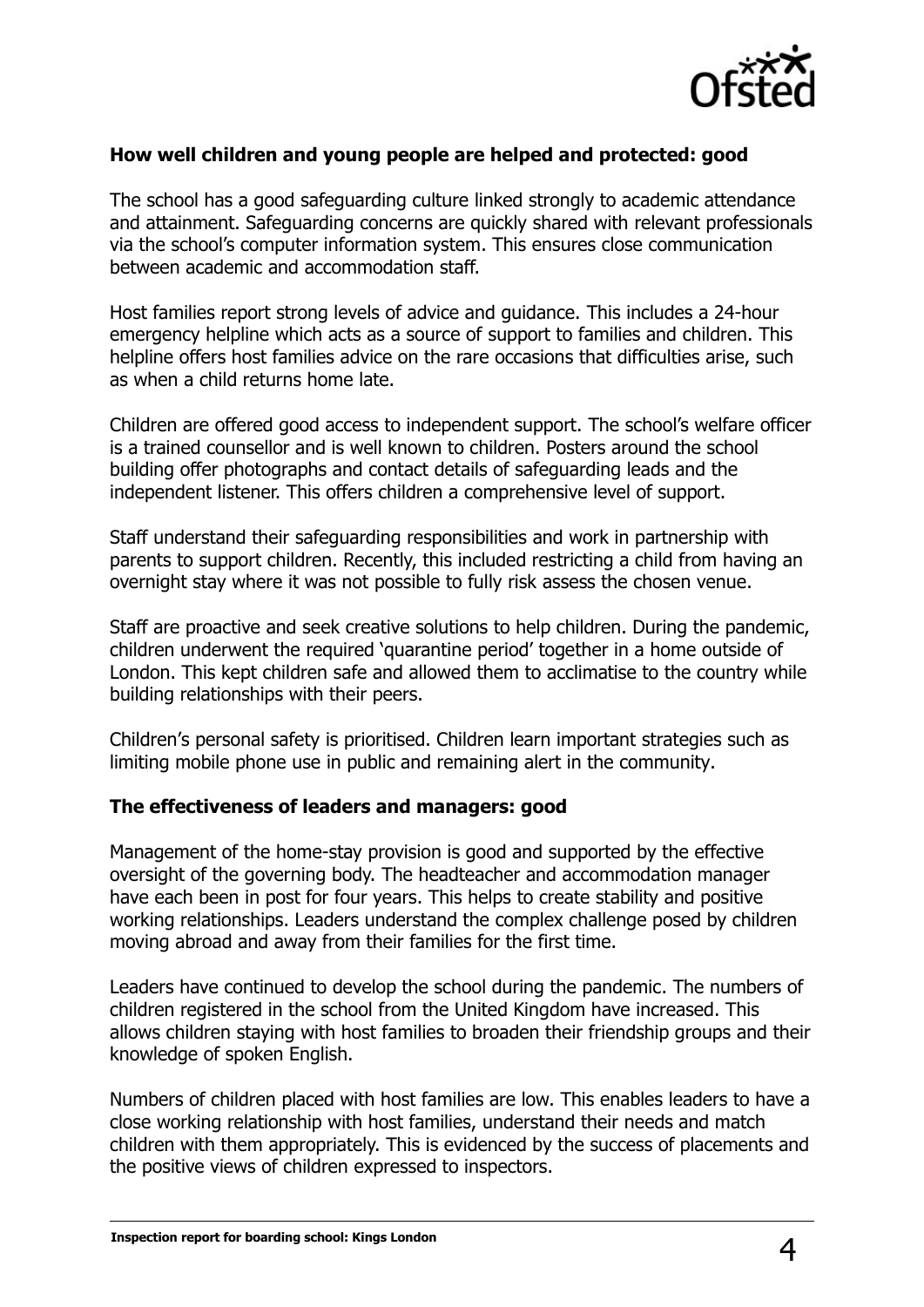**How well children and young people are helped and protected: good**

The school has a good safeguarding culture linked strongly to academic attendance and attainment. Safeguarding concerns are quickly shared with relevant professionals via the school's computer information system. This ensures close communication between academic and accommodation staff.

Host families report strong levels of advice and guidance. This includes a 24-hour emergency helpline which acts as a source of support to families and children. This helpline offers host families advice on the rare occasions that difficulties arise, such as when a child returns home late.

Children are offered good access to independent support. The school's welfare officer is a trained counsellor and is well known to children. Posters around the school building offer photographs and contact details of safeguarding leads and the independent listener. This offers children a comprehensive level of support.

Staff understand their safeguarding responsibilities and work in partnership with parents to support children. Recently, this included restricting a child from having an overnight stay where it was not possible to fully risk assess the chosen venue.

Staff are proactive and seek creative solutions to help children. During the pandemic, children underwent the required 'quarantine period' together in a home outside of London. This kept children safe and allowed them to acclimatise to the country while building relationships with their peers.

Children's personal safety is prioritised. Children learn important strategies such as limiting mobile phone use in public and remaining alert in the community.

**The effectiveness of leaders and managers: good**

Management of the home-stay provision is good and supported by the effective oversight of the governing body. The headteacher and accommodation manager have each been in post for four years. This helps to create stability and positive working relationships. Leaders understand the complex challenge posed by children moving abroad and away from their families for the first time.

Leaders have continued to develop the school during the pandemic. The numbers of children registered in the school from the United Kingdom have increased. This allows children staying with host families to broaden their friendship groups and their knowledge of spoken English.

Numbers of children placed with host families are low. This enables leaders to have a close working relationship with host families, understand their needs and match children with them appropriately. This is evidenced by the success of placements and the positive views of children expressed to inspectors.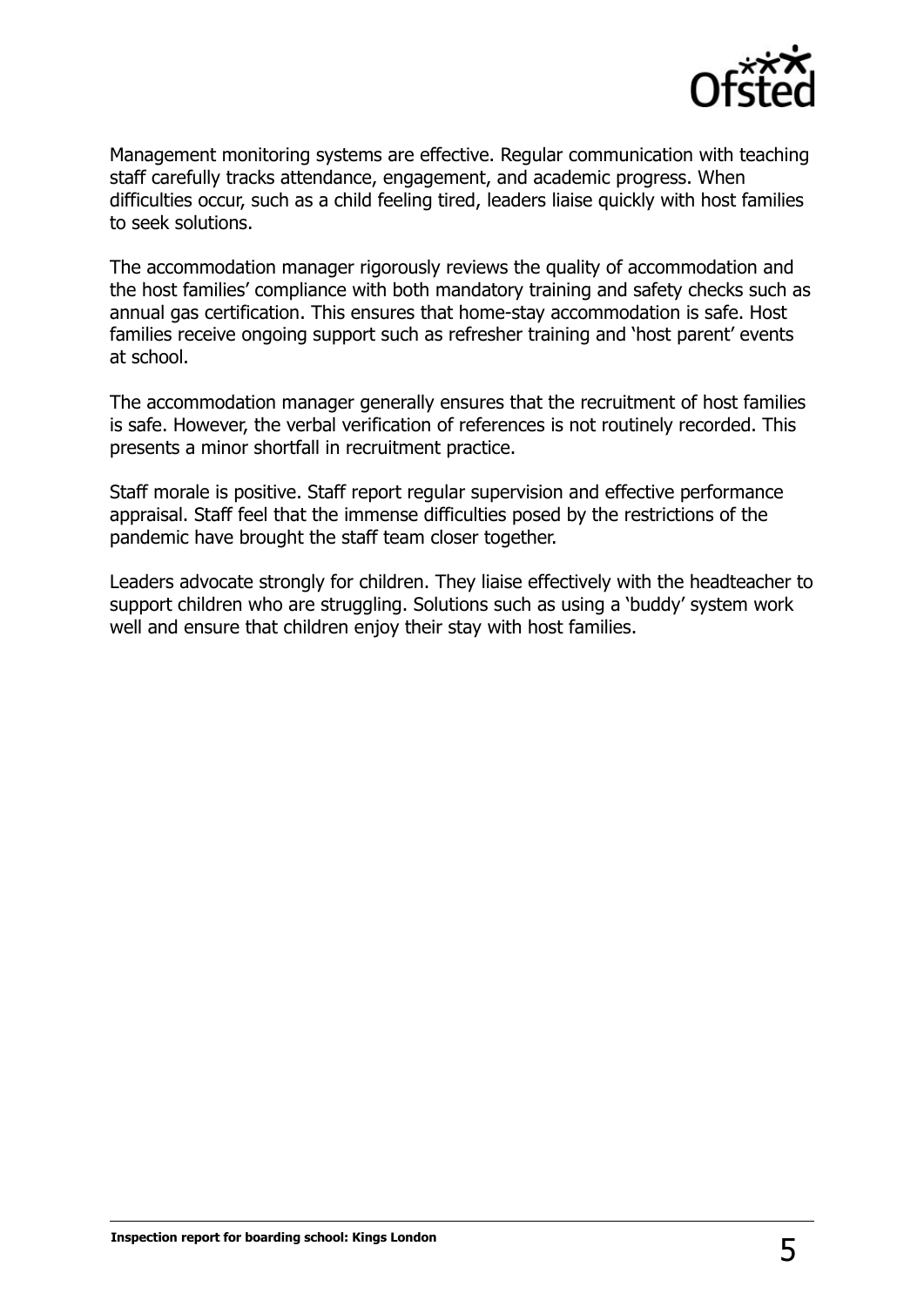Management monitoring systems are effective. Regular communication with teaching staff carefully tracks attendance, engagement, and academic progress. When difficulties occur, such as a child feeling tired, leaders liaise quickly with host families to seek solutions.

The accommodation manager rigorously reviews the quality of accommodation and the host families' compliance with both mandatory training and safety checks such as annual gas certification. This ensures that home-stay accommodation is safe. Host families receive ongoing support such as refresher training and 'host parent' events at school.

The accommodation manager generally ensures that the recruitment of host families is safe. However, the verbal verification of references is not routinely recorded. This presents a minor shortfall in recruitment practice.

Staff morale is positive. Staff report regular supervision and effective performance appraisal. Staff feel that the immense difficulties posed by the restrictions of the pandemic have brought the staff team closer together.

Leaders advocate strongly for children. They liaise effectively with the headteacher to support children who are struggling. Solutions such as using a 'buddy' system work well and ensure that children enjoy their stay with host families.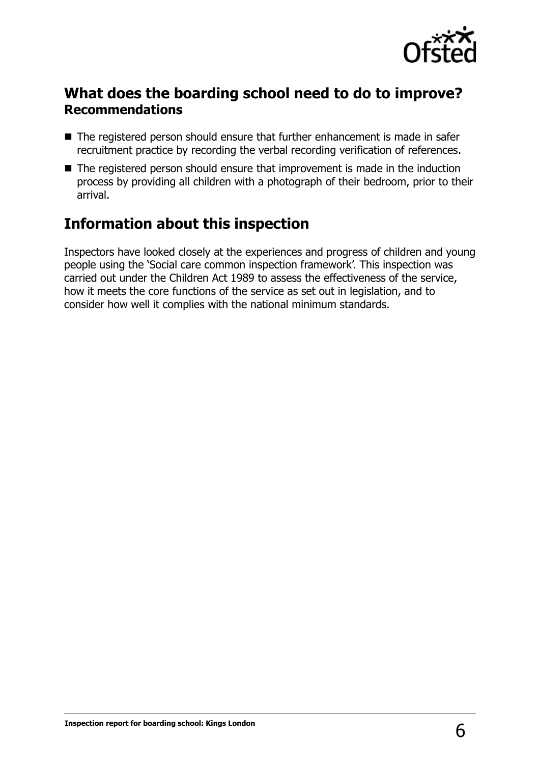## What does the boarding school need to do to improve?

### Recommendations

- The registered person should ensure that further enhancement is made in safer recruitment practice by recording the verbal recording verification of references.
- The registered person should ensure that improvement is made in the induction process by providing all children with a photograph of their bedroom, prior to their arrival.

## Information about this inspection

Inspectors have looked closely at the experiences and progress of children and young people using the 'Social care common inspection framework'. This inspection was carried out under the Children Act 1989 to assess the effectiveness of the service, how it meets the core functions of the service as set out in legislation, and to consider how well it complies with the national minimum standards.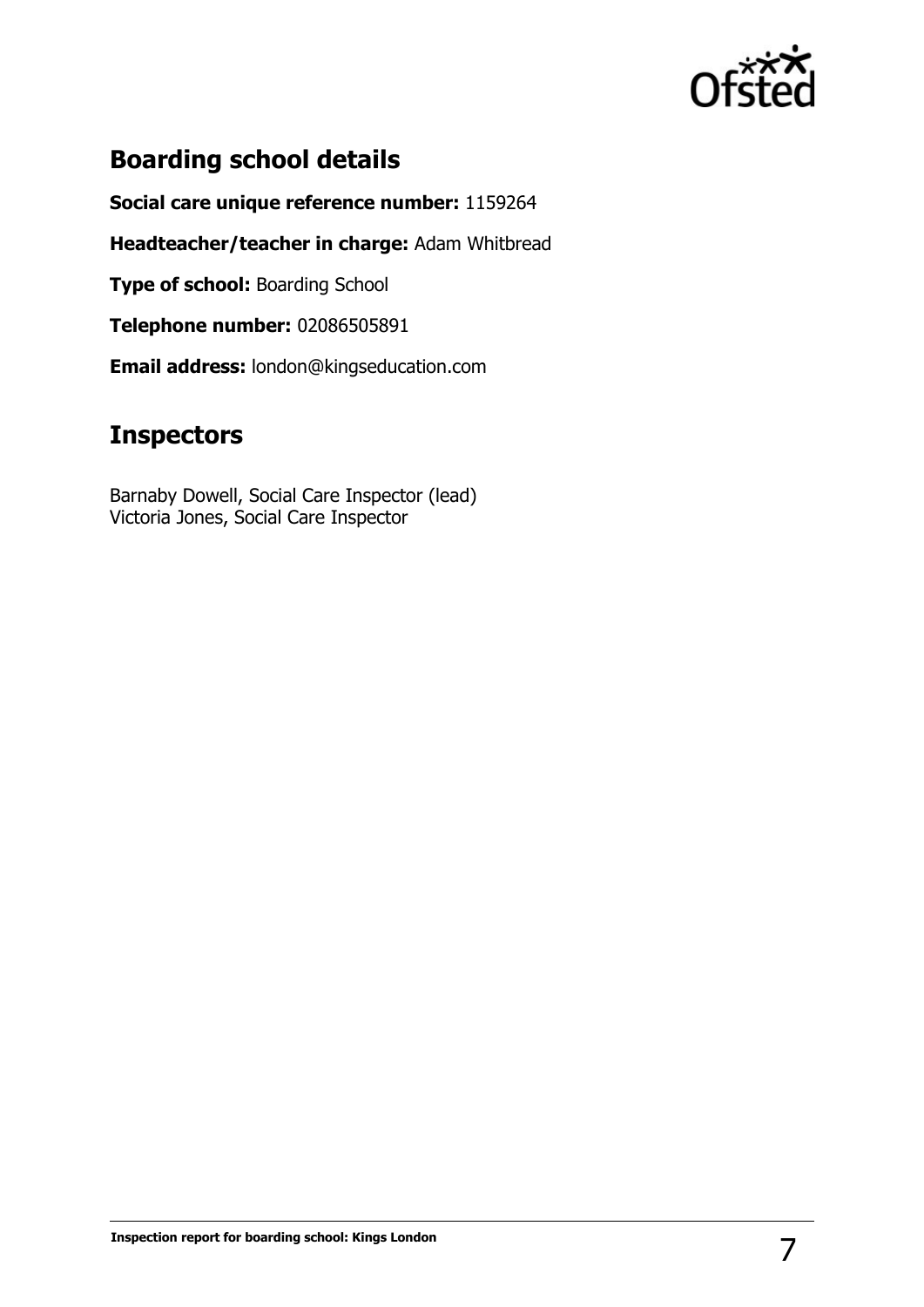## Boarding school details

**Social care unique reference number:** 1159264

**Headteacher/teacher in charge:** Adam Whitbread

**Type of school:** Boarding School

**Telephone number:** 02086505891

**Email address:** london@kingseducation.com

## Inspectors

Barnaby Dowell, Social Care Inspector (lead)
Victoria Jones, Social Care Inspector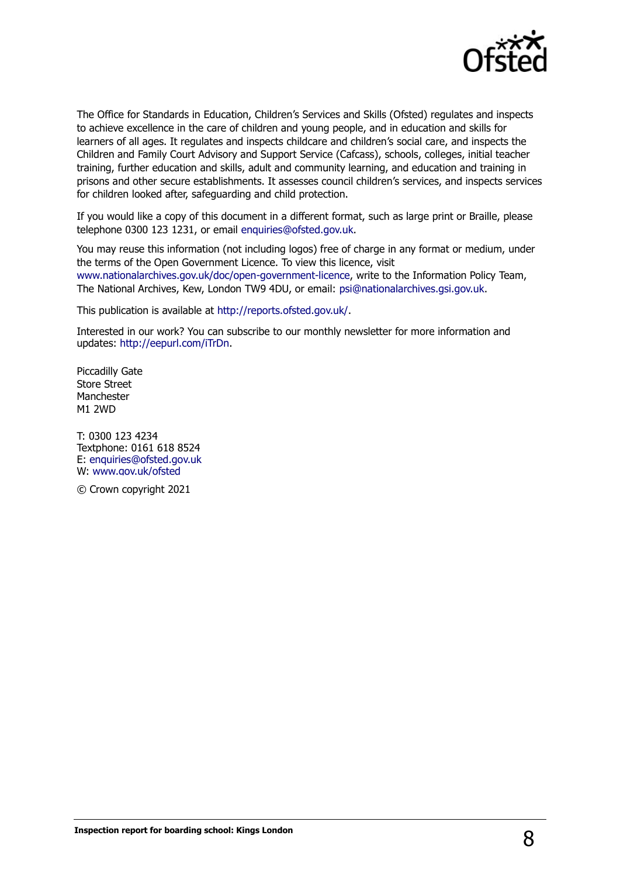The Office for Standards in Education, Children's Services and Skills (Ofsted) regulates and inspects to achieve excellence in the care of children and young people, and in education and skills for learners of all ages. It regulates and inspects childcare and children's social care, and inspects the Children and Family Court Advisory and Support Service (Cafcass), schools, colleges, initial teacher training, further education and skills, adult and community learning, and education and training in prisons and other secure establishments. It assesses council children's services, and inspects services for children looked after, safeguarding and child protection.

If you would like a copy of this document in a different format, such as large print or Braille, please telephone 0300 123 1231, or email enquiries@ofsted.gov.uk.

You may reuse this information (not including logos) free of charge in any format or medium, under the terms of the Open Government Licence. To view this licence, visit www.nationalarchives.gov.uk/doc/open-government-licence, write to the Information Policy Team, The National Archives, Kew, London TW9 4DU, or email: psi@nationalarchives.gsi.gov.uk.

This publication is available at http://reports.ofsted.gov.uk/.

Interested in our work? You can subscribe to our monthly newsletter for more information and updates: http://eepurl.com/iTrDn.

Piccadilly Gate
Store Street
Manchester
M1 2WD

T: 0300 123 4234
Textphone: 0161 618 8524
E: enquiries@ofsted.gov.uk
W: www.gov.uk/ofsted

© Crown copyright 2021